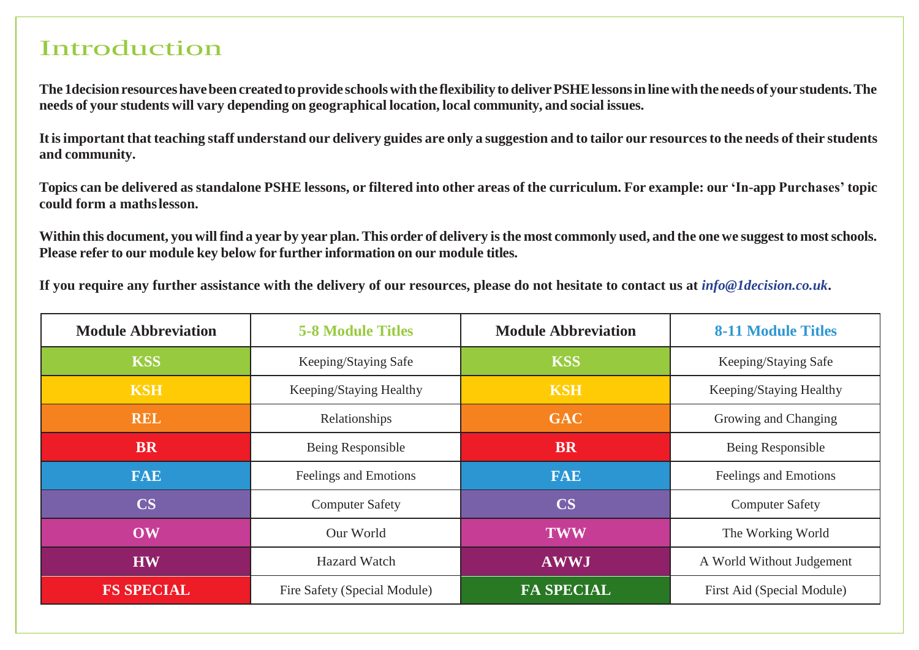# Introduction

**The 1decision resources have been created to provide schools with the flexibility to deliver PSHE lessons in line with the needs of your students. The needs of your students will vary depending on geographical location, local community, and social issues.**

**It is important that teaching staff understand our delivery guides are only a suggestion and to tailor our resources to the needs of their students and community.**

**Topics can be delivered as standalone PSHE lessons, or filtered into other areas of the curriculum. For example: our 'In-app Purchases' topic could form a maths lesson.**

**Within this document, you will find a year by year plan. This order of delivery is the most commonly used, and the one we suggest to most schools. Please refer to our module key below for further information on our module titles.**

**If you require any further assistance with the delivery of our resources, please do not hesitate to contact us at *info@1decision.co.uk*.**

| Module Abbreviation | 5-8 Module Titles | Module Abbreviation | 8-11 Module Titles |
|---|---|---|---|
| KSS | Keeping/Staying Safe | KSS | Keeping/Staying Safe |
| KSH | Keeping/Staying Healthy | KSH | Keeping/Staying Healthy |
| REL | Relationships | GAC | Growing and Changing |
| BR | Being Responsible | BR | Being Responsible |
| FAE | Feelings and Emotions | FAE | Feelings and Emotions |
| CS | Computer Safety | CS | Computer Safety |
| OW | Our World | TWW | The Working World |
| HW | Hazard Watch | AWWJ | A World Without Judgement |
| FS SPECIAL | Fire Safety (Special Module) | FA SPECIAL | First Aid (Special Module) |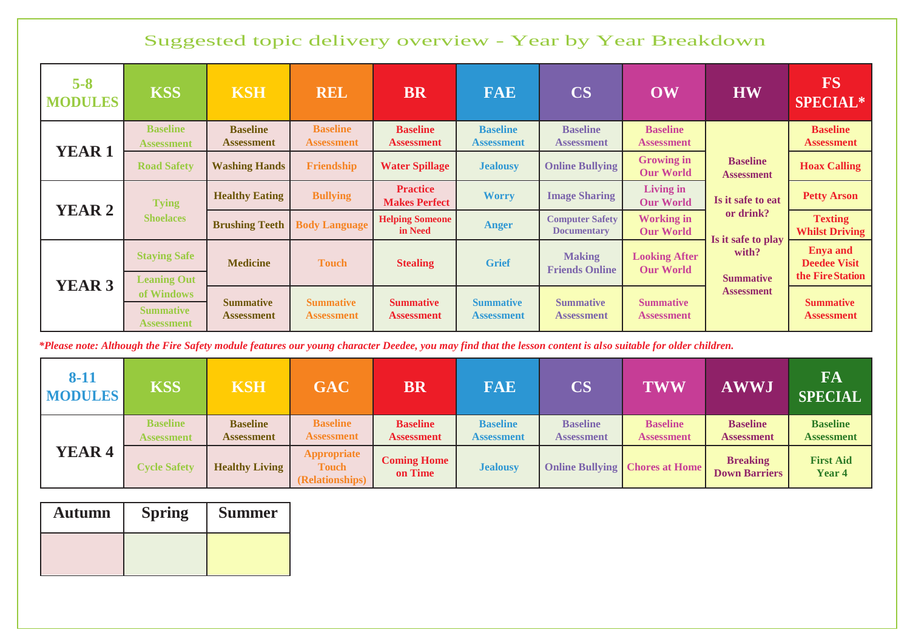# Suggested topic delivery overview - Year by Year Breakdown

| 5-8 MODULES | KSS | KSH | REL | BR | FAE | CS | OW | HW | FS SPECIAL* |
|---|---|---|---|---|---|---|---|---|---|
| YEAR 1 | Baseline Assessment | Baseline Assessment | Baseline Assessment | Baseline Assessment | Baseline Assessment | Baseline Assessment | Baseline Assessment | Baseline Assessment<br><br>Is it safe to eat or drink?<br><br>Is it safe to play with?<br><br>Summative Assessment | Baseline Assessment |
| | Road Safety | Washing Hands | Friendship | Water Spillage | Jealousy | Online Bullying | Growing in Our World | | Hoax Calling |
| YEAR 2 | Tying Shoelaces | Healthy Eating | Bullying | Practice Makes Perfect | Worry | Image Sharing | Living in Our World | | Petty Arson |
| | | Brushing Teeth | Body Language | Helping Someone in Need | Anger | Computer Safety Documentary | Working in Our World | | Texting Whilst Driving |
| YEAR 3 | Staying Safe | Medicine | Touch | Stealing | Grief | Making Friends Online | Looking After Our World | | Enya and Deedee Visit the Fire Station |
| | Leaning Out of Windows | Summative Assessment | Summative Assessment | Summative Assessment | Summative Assessment | Summative Assessment | Summative Assessment | | Summative Assessment |
| | Summative Assessment | | | | | | | | |

*\*Please note: Although the Fire Safety module features our young character Deedee, you may find that the lesson content is also suitable for older children.*

| 8-11 MODULES | KSS | KSH | GAC | BR | FAE | CS | TWW | AWWJ | FA SPECIAL |
|---|---|---|---|---|---|---|---|---|---|
| YEAR 4 | Baseline Assessment | Baseline Assessment | Baseline Assessment | Baseline Assessment | Baseline Assessment | Baseline Assessment | Baseline Assessment | Baseline Assessment | Baseline Assessment |
| | Cycle Safety | Healthy Living | Appropriate Touch (Relationships) | Coming Home on Time | Jealousy | Online Bullying | Chores at Home | Breaking Down Barriers | First Aid Year 4 |

| Autumn | Spring | Summer |
|---|---|---|
| | | |